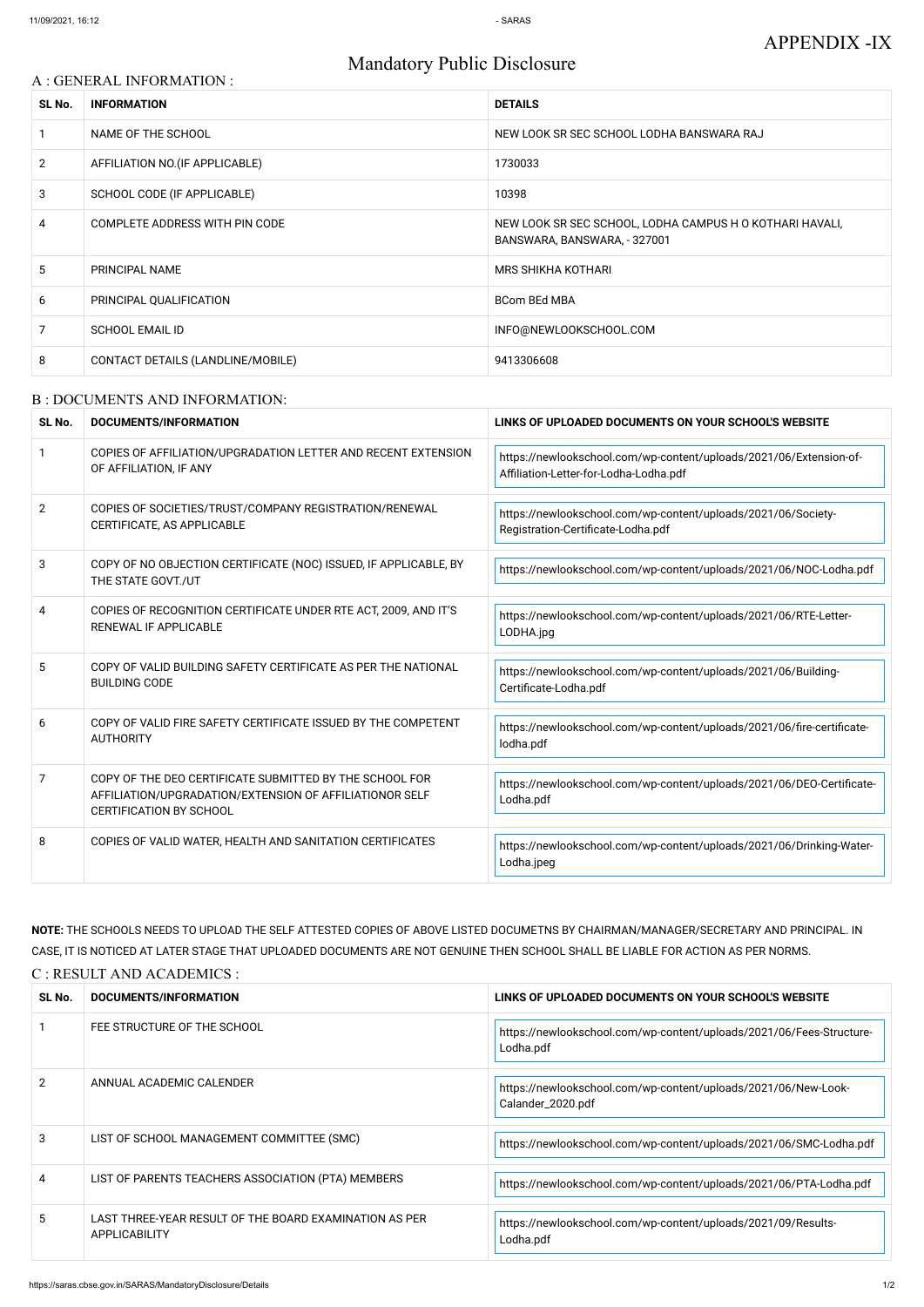APPENDIX -IX

# Mandatory Public Disclosure

## A : GENERAL INFORMATION :

| SL No. | INFORMATION | DETAILS |
| --- | --- | --- |
| 1 | NAME OF THE SCHOOL | NEW LOOK SR SEC SCHOOL LODHA BANSWARA RAJ |
| 2 | AFFILIATION NO.(IF APPLICABLE) | 1730033 |
| 3 | SCHOOL CODE (IF APPLICABLE) | 10398 |
| 4 | COMPLETE ADDRESS WITH PIN CODE | NEW LOOK SR SEC SCHOOL, LODHA CAMPUS H O KOTHARI HAVALI, BANSWARA, BANSWARA, - 327001 |
| 5 | PRINCIPAL NAME | MRS SHIKHA KOTHARI |
| 6 | PRINCIPAL QUALIFICATION | BCom BEd MBA |
| 7 | SCHOOL EMAIL ID | INFO@NEWLOOKSCHOOL.COM |
| 8 | CONTACT DETAILS (LANDLINE/MOBILE) | 9413306608 |

## B : DOCUMENTS AND INFORMATION:

| SL No. | DOCUMENTS/INFORMATION | LINKS OF UPLOADED DOCUMENTS ON YOUR SCHOOL'S WEBSITE |
| --- | --- | --- |
| 1 | COPIES OF AFFILIATION/UPGRADATION LETTER AND RECENT EXTENSION OF AFFILIATION, IF ANY | https://newlookschool.com/wp-content/uploads/2021/06/Extension-of-Affiliation-Letter-for-Lodha-Lodha.pdf |
| 2 | COPIES OF SOCIETIES/TRUST/COMPANY REGISTRATION/RENEWAL CERTIFICATE, AS APPLICABLE | https://newlookschool.com/wp-content/uploads/2021/06/Society-Registration-Certificate-Lodha.pdf |
| 3 | COPY OF NO OBJECTION CERTIFICATE (NOC) ISSUED, IF APPLICABLE, BY THE STATE GOVT./UT | https://newlookschool.com/wp-content/uploads/2021/06/NOC-Lodha.pdf |
| 4 | COPIES OF RECOGNITION CERTIFICATE UNDER RTE ACT, 2009, AND IT'S RENEWAL IF APPLICABLE | https://newlookschool.com/wp-content/uploads/2021/06/RTE-Letter-LODHA.jpg |
| 5 | COPY OF VALID BUILDING SAFETY CERTIFICATE AS PER THE NATIONAL BUILDING CODE | https://newlookschool.com/wp-content/uploads/2021/06/Building-Certificate-Lodha.pdf |
| 6 | COPY OF VALID FIRE SAFETY CERTIFICATE ISSUED BY THE COMPETENT AUTHORITY | https://newlookschool.com/wp-content/uploads/2021/06/fire-certificate-lodha.pdf |
| 7 | COPY OF THE DEO CERTIFICATE SUBMITTED BY THE SCHOOL FOR AFFILIATION/UPGRADATION/EXTENSION OF AFFILIATIONOR SELF CERTIFICATION BY SCHOOL | https://newlookschool.com/wp-content/uploads/2021/06/DEO-Certificate-Lodha.pdf |
| 8 | COPIES OF VALID WATER, HEALTH AND SANITATION CERTIFICATES | https://newlookschool.com/wp-content/uploads/2021/06/Drinking-Water-Lodha.jpeg |

**NOTE:** THE SCHOOLS NEEDS TO UPLOAD THE SELF ATTESTED COPIES OF ABOVE LISTED DOCUMETNS BY CHAIRMAN/MANAGER/SECRETARY AND PRINCIPAL. IN CASE, IT IS NOTICED AT LATER STAGE THAT UPLOADED DOCUMENTS ARE NOT GENUINE THEN SCHOOL SHALL BE LIABLE FOR ACTION AS PER NORMS.

## C : RESULT AND ACADEMICS :

| SL No. | DOCUMENTS/INFORMATION | LINKS OF UPLOADED DOCUMENTS ON YOUR SCHOOL'S WEBSITE |
| --- | --- | --- |
| 1 | FEE STRUCTURE OF THE SCHOOL | https://newlookschool.com/wp-content/uploads/2021/06/Fees-Structure-Lodha.pdf |
| 2 | ANNUAL ACADEMIC CALENDER | https://newlookschool.com/wp-content/uploads/2021/06/New-Look-Calander_2020.pdf |
| 3 | LIST OF SCHOOL MANAGEMENT COMMITTEE (SMC) | https://newlookschool.com/wp-content/uploads/2021/06/SMC-Lodha.pdf |
| 4 | LIST OF PARENTS TEACHERS ASSOCIATION (PTA) MEMBERS | https://newlookschool.com/wp-content/uploads/2021/06/PTA-Lodha.pdf |
| 5 | LAST THREE-YEAR RESULT OF THE BOARD EXAMINATION AS PER APPLICABILITY | https://newlookschool.com/wp-content/uploads/2021/09/Results-Lodha.pdf |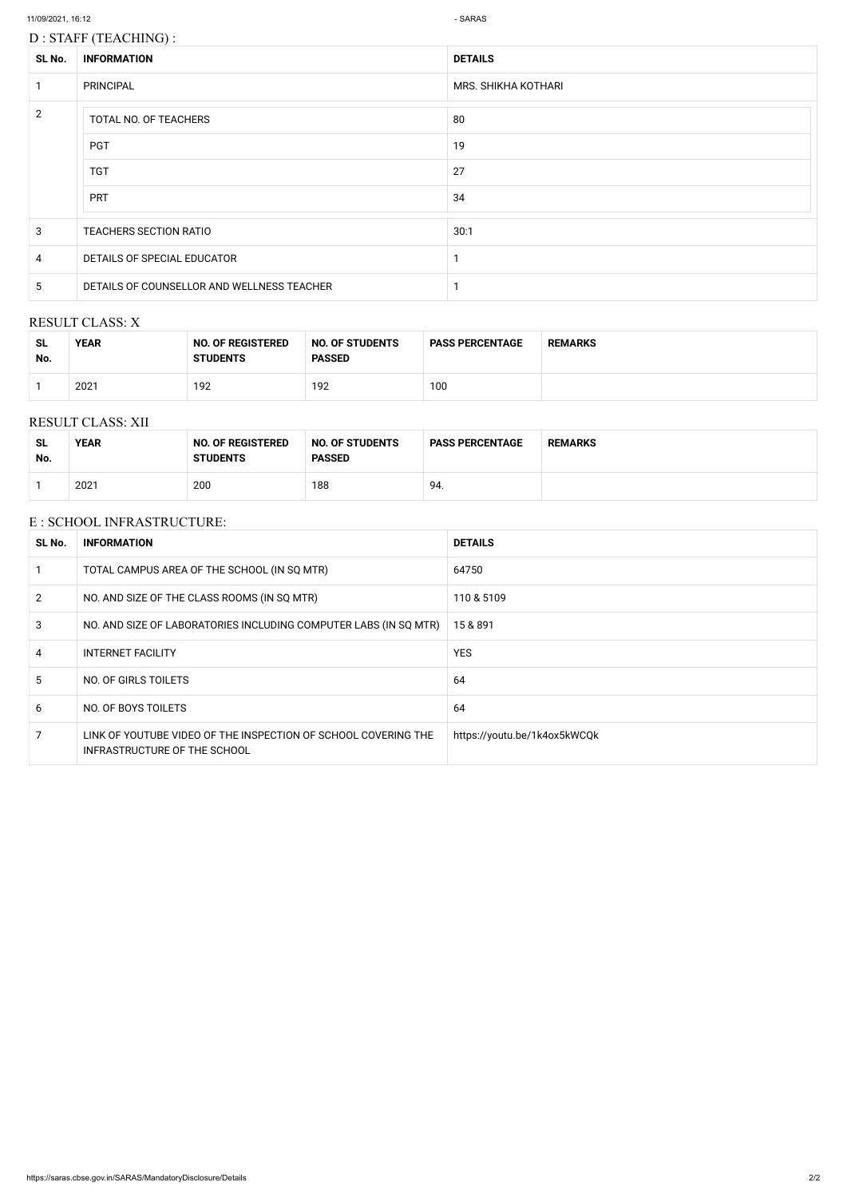## D : STAFF (TEACHING) :

| SL No. | INFORMATION | DETAILS |
|---|---|---|
| 1 | PRINCIPAL | MRS. SHIKHA KOTHARI |
| 2 | TOTAL NO. OF TEACHERS | 80 |
| | PGT | 19 |
| | TGT | 27 |
| | PRT | 34 |
| 3 | TEACHERS SECTION RATIO | 30:1 |
| 4 | DETAILS OF SPECIAL EDUCATOR | 1 |
| 5 | DETAILS OF COUNSELLOR AND WELLNESS TEACHER | 1 |

## RESULT CLASS: X

| SL No. | YEAR | NO. OF REGISTERED STUDENTS | NO. OF STUDENTS PASSED | PASS PERCENTAGE | REMARKS |
|---|---|---|---|---|---|
| 1 | 2021 | 192 | 192 | 100 | |

## RESULT CLASS: XII

| SL No. | YEAR | NO. OF REGISTERED STUDENTS | NO. OF STUDENTS PASSED | PASS PERCENTAGE | REMARKS |
|---|---|---|---|---|---|
| 1 | 2021 | 200 | 188 | 94. | |

## E : SCHOOL INFRASTRUCTURE:

| SL No. | INFORMATION | DETAILS |
|---|---|---|
| 1 | TOTAL CAMPUS AREA OF THE SCHOOL (IN SQ MTR) | 64750 |
| 2 | NO. AND SIZE OF THE CLASS ROOMS (IN SQ MTR) | 110 & 5109 |
| 3 | NO. AND SIZE OF LABORATORIES INCLUDING COMPUTER LABS (IN SQ MTR) | 15 & 891 |
| 4 | INTERNET FACILITY | YES |
| 5 | NO. OF GIRLS TOILETS | 64 |
| 6 | NO. OF BOYS TOILETS | 64 |
| 7 | LINK OF YOUTUBE VIDEO OF THE INSPECTION OF SCHOOL COVERING THE INFRASTRUCTURE OF THE SCHOOL | https://youtu.be/1k4ox5kWCQk |